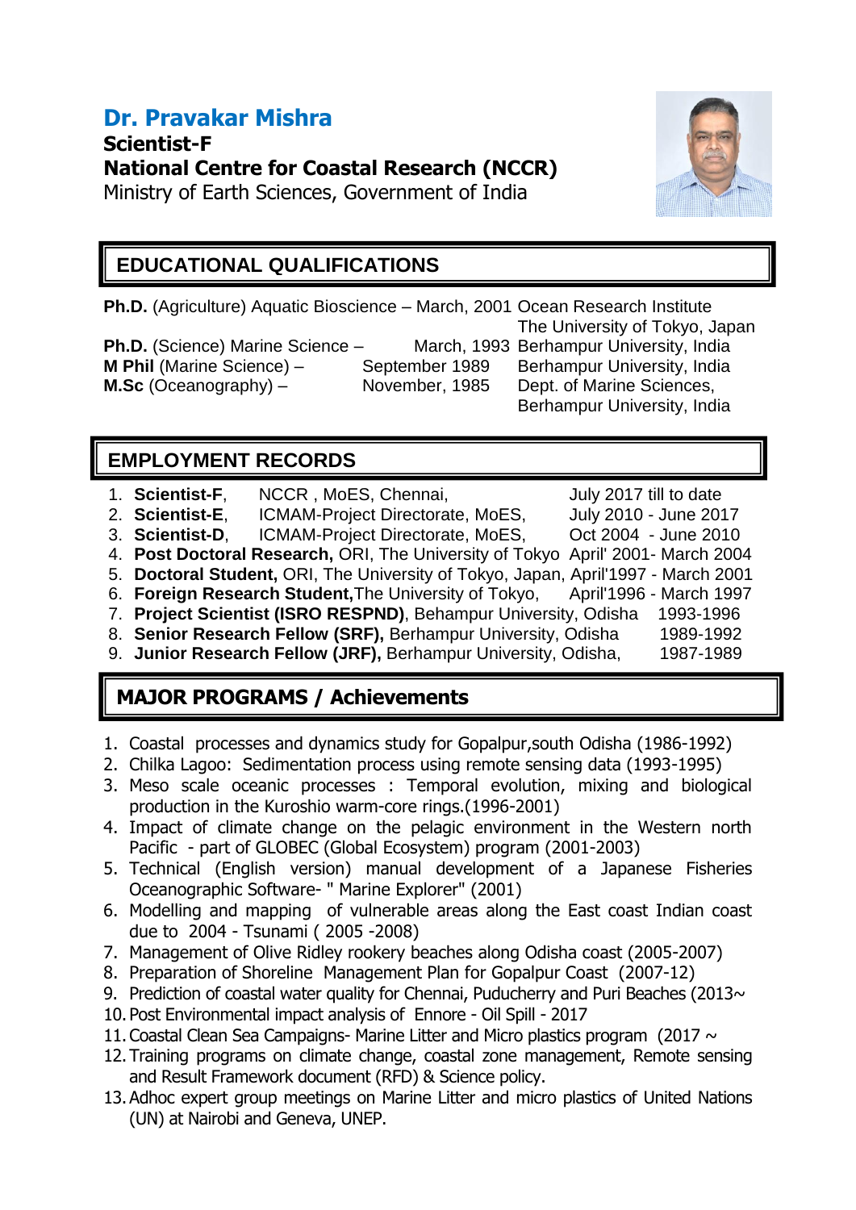# Dr. Pravakar Mishra

**Scientist-F**
**National Centre for Coastal Research (NCCR)**
Ministry of Earth Sciences, Government of India

## EDUCATIONAL QUALIFICATIONS

**Ph.D.** (Agriculture) Aquatic Bioscience – March, 2001 Ocean Research Institute, The University of Tokyo, Japan
**Ph.D.** (Science) Marine Science – March, 1993 Berhampur University, India
**M Phil** (Marine Science) – September 1989 Berhampur University, India
**M.Sc** (Oceanography) – November, 1985 Dept. of Marine Sciences, Berhampur University, India

## EMPLOYMENT RECORDS

1. **Scientist-F**, NCCR , MoES, Chennai, July 2017 till to date
2. **Scientist-E**, ICMAM-Project Directorate, MoES, July 2010 - June 2017
3. **Scientist-D**, ICMAM-Project Directorate, MoES, Oct 2004 - June 2010
4. **Post Doctoral Research,** ORI, The University of Tokyo April' 2001- March 2004
5. **Doctoral Student,** ORI, The University of Tokyo, Japan, April'1997 - March 2001
6. **Foreign Research Student,** The University of Tokyo, April'1996 - March 1997
7. **Project Scientist (ISRO RESPND)**, Behampur University, Odisha 1993-1996
8. **Senior Research Fellow (SRF),** Berhampur University, Odisha 1989-1992
9. **Junior Research Fellow (JRF),** Berhampur University, Odisha, 1987-1989

## MAJOR PROGRAMS / Achievements

1. Coastal processes and dynamics study for Gopalpur,south Odisha (1986-1992)
2. Chilka Lagoo: Sedimentation process using remote sensing data (1993-1995)
3. Meso scale oceanic processes : Temporal evolution, mixing and biological production in the Kuroshio warm-core rings.(1996-2001)
4. Impact of climate change on the pelagic environment in the Western north Pacific - part of GLOBEC (Global Ecosystem) program (2001-2003)
5. Technical (English version) manual development of a Japanese Fisheries Oceanographic Software- " Marine Explorer" (2001)
6. Modelling and mapping of vulnerable areas along the East coast Indian coast due to 2004 - Tsunami ( 2005 -2008)
7. Management of Olive Ridley rookery beaches along Odisha coast (2005-2007)
8. Preparation of Shoreline Management Plan for Gopalpur Coast (2007-12)
9. Prediction of coastal water quality for Chennai, Puducherry and Puri Beaches (2013~
10. Post Environmental impact analysis of Ennore - Oil Spill - 2017
11. Coastal Clean Sea Campaigns- Marine Litter and Micro plastics program (2017 ~
12. Training programs on climate change, coastal zone management, Remote sensing and Result Framework document (RFD) & Science policy.
13. Adhoc expert group meetings on Marine Litter and micro plastics of United Nations (UN) at Nairobi and Geneva, UNEP.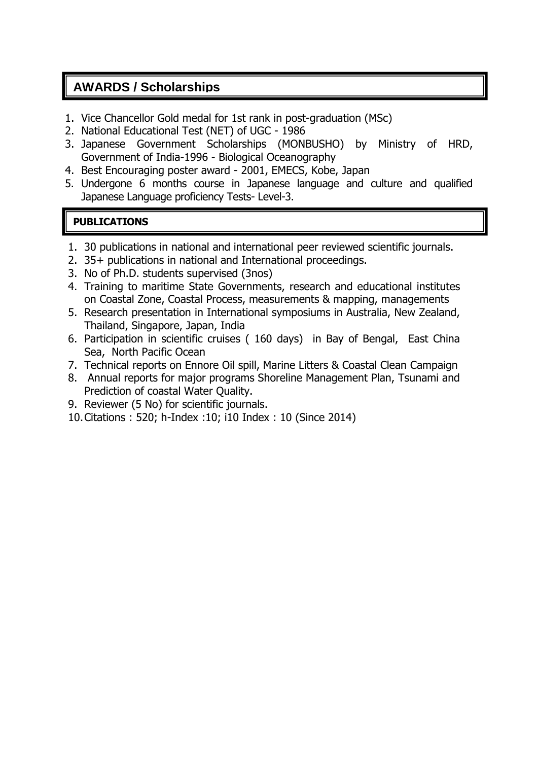## AWARDS / Scholarships

1. Vice Chancellor Gold medal for 1st rank in post-graduation (MSc)
2. National Educational Test (NET) of UGC - 1986
3. Japanese Government Scholarships (MONBUSHO) by Ministry of HRD, Government of India-1996 - Biological Oceanography
4. Best Encouraging poster award - 2001, EMECS, Kobe, Japan
5. Undergone 6 months course in Japanese language and culture and qualified Japanese Language proficiency Tests- Level-3.

## PUBLICATIONS

1. 30 publications in national and international peer reviewed scientific journals.
2. 35+ publications in national and International proceedings.
3. No of Ph.D. students supervised (3nos)
4. Training to maritime State Governments, research and educational institutes on Coastal Zone, Coastal Process, measurements & mapping, managements
5. Research presentation in International symposiums in Australia, New Zealand, Thailand, Singapore, Japan, India
6. Participation in scientific cruises ( 160 days) in Bay of Bengal, East China Sea, North Pacific Ocean
7. Technical reports on Ennore Oil spill, Marine Litters & Coastal Clean Campaign
8. Annual reports for major programs Shoreline Management Plan, Tsunami and Prediction of coastal Water Quality.
9. Reviewer (5 No) for scientific journals.
10. Citations : 520; h-Index :10; i10 Index : 10 (Since 2014)